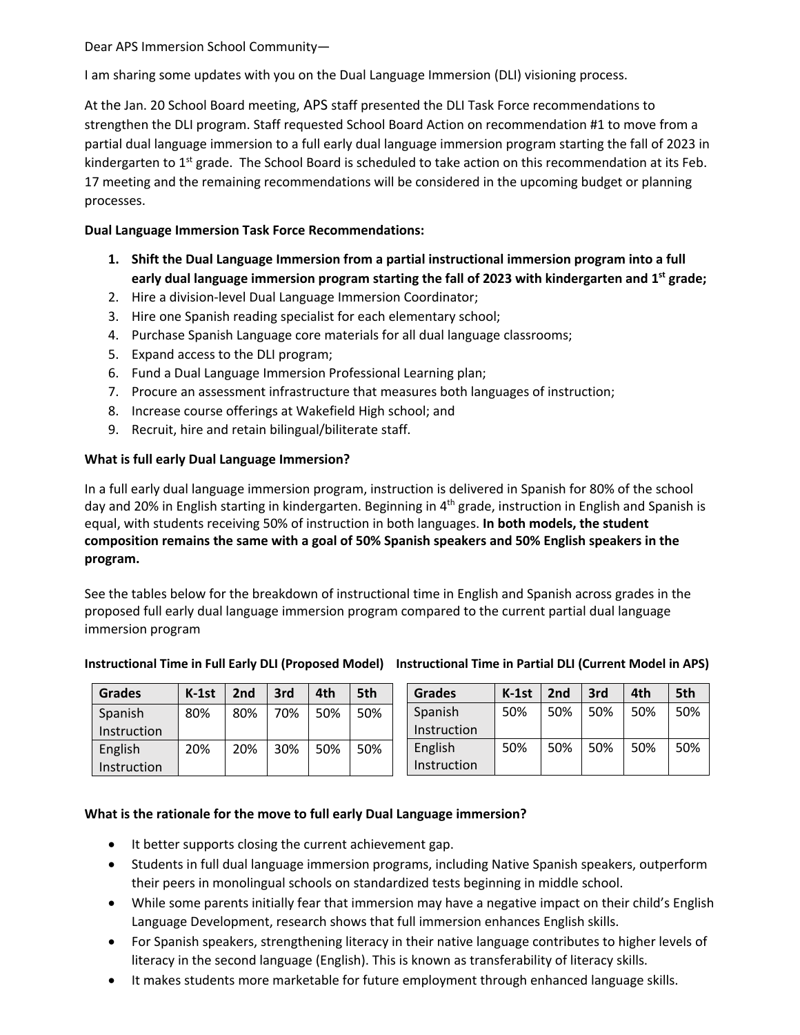Dear APS Immersion School Community—

I am sharing some updates with you on the Dual Language Immersion (DLI) visioning process.

At the Jan. 20 School Board meeting, APS staff presented the DLI Task Force recommendations to strengthen the DLI program. Staff requested School Board Action on recommendation #1 to move from a partial dual language immersion to a full early dual language immersion program starting the fall of 2023 in kindergarten to 1st grade. The School Board is scheduled to take action on this recommendation at its Feb. 17 meeting and the remaining recommendations will be considered in the upcoming budget or planning processes.

**Dual Language Immersion Task Force Recommendations:**

1. **Shift the Dual Language Immersion from a partial instructional immersion program into a full early dual language immersion program starting the fall of 2023 with kindergarten and 1st grade;**
2. Hire a division-level Dual Language Immersion Coordinator;
3. Hire one Spanish reading specialist for each elementary school;
4. Purchase Spanish Language core materials for all dual language classrooms;
5. Expand access to the DLI program;
6. Fund a Dual Language Immersion Professional Learning plan;
7. Procure an assessment infrastructure that measures both languages of instruction;
8. Increase course offerings at Wakefield High school; and
9. Recruit, hire and retain bilingual/biliterate staff.

**What is full early Dual Language Immersion?**

In a full early dual language immersion program, instruction is delivered in Spanish for 80% of the school day and 20% in English starting in kindergarten. Beginning in 4th grade, instruction in English and Spanish is equal, with students receiving 50% of instruction in both languages. **In both models, the student composition remains the same with a goal of 50% Spanish speakers and 50% English speakers in the program.**

See the tables below for the breakdown of instructional time in English and Spanish across grades in the proposed full early dual language immersion program compared to the current partial dual language immersion program

**Instructional Time in Full Early DLI (Proposed Model)**

| Grades | K-1st | 2nd | 3rd | 4th | 5th |
|---|---|---|---|---|---|
| Spanish Instruction | 80% | 80% | 70% | 50% | 50% |
| English Instruction | 20% | 20% | 30% | 50% | 50% |

**Instructional Time in Partial DLI (Current Model in APS)**

| Grades | K-1st | 2nd | 3rd | 4th | 5th |
|---|---|---|---|---|---|
| Spanish Instruction | 50% | 50% | 50% | 50% | 50% |
| English Instruction | 50% | 50% | 50% | 50% | 50% |

**What is the rationale for the move to full early Dual Language immersion?**

- It better supports closing the current achievement gap.
- Students in full dual language immersion programs, including Native Spanish speakers, outperform their peers in monolingual schools on standardized tests beginning in middle school.
- While some parents initially fear that immersion may have a negative impact on their child's English Language Development, research shows that full immersion enhances English skills.
- For Spanish speakers, strengthening literacy in their native language contributes to higher levels of literacy in the second language (English). This is known as transferability of literacy skills.
- It makes students more marketable for future employment through enhanced language skills.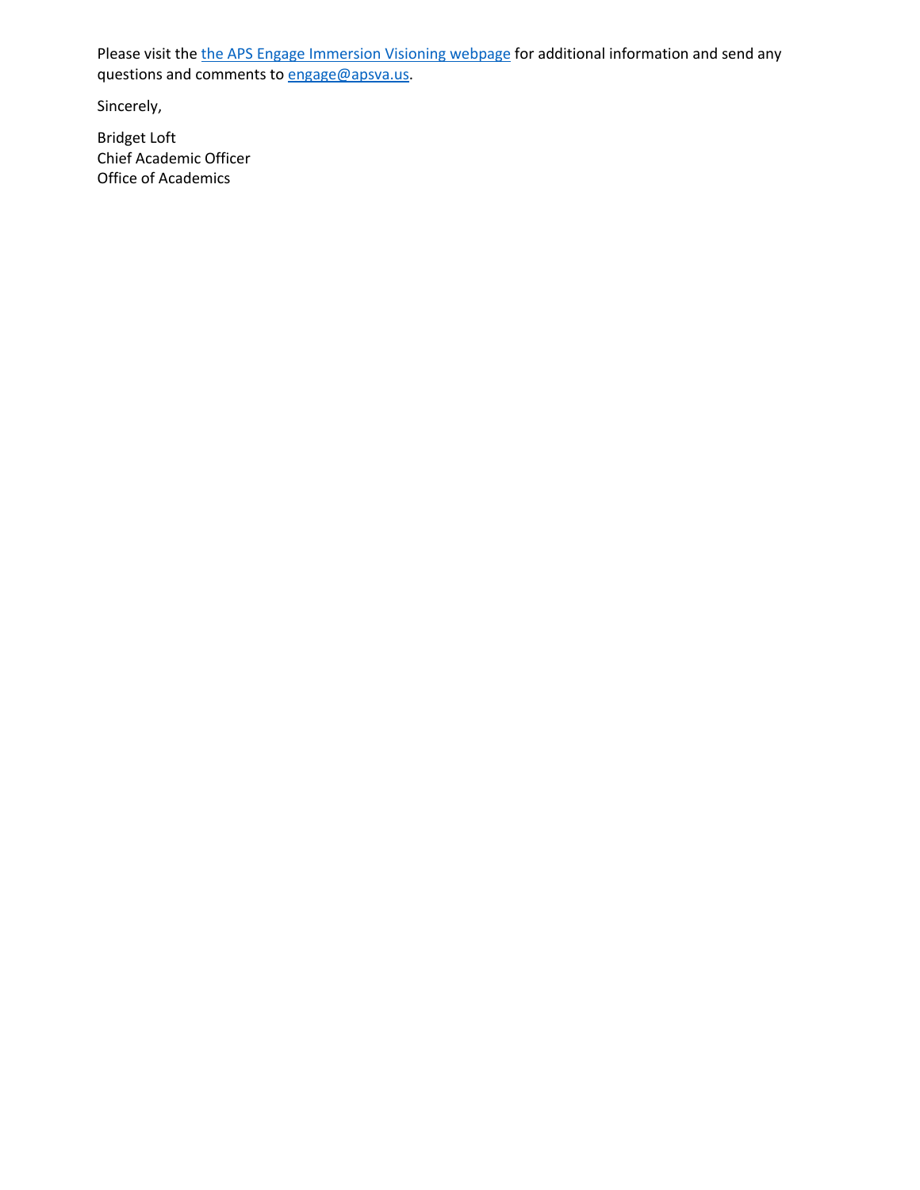Please visit the [the APS Engage Immersion Visioning webpage]() for additional information and send any questions and comments to [engage@apsva.us](mailto:engage@apsva.us).

Sincerely,

Bridget Loft
Chief Academic Officer
Office of Academics